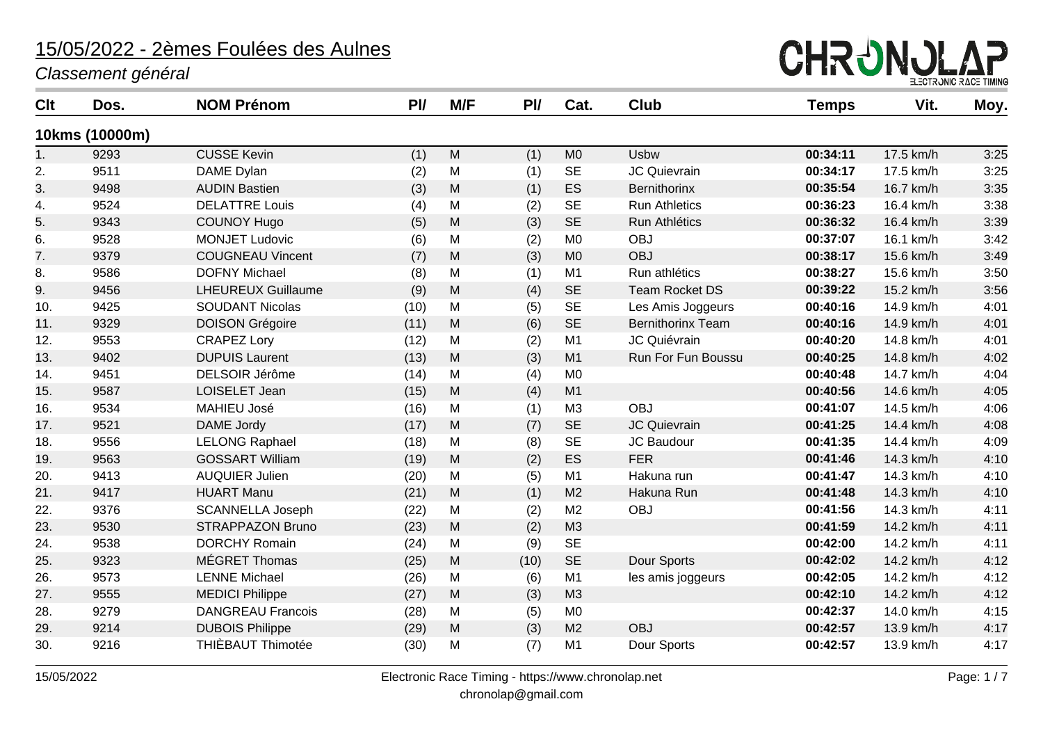# 15/05/2022 - 2èmes Foulées des Aulnes

*Classement général*

## 10kms (10000m)

| Clt | Dos. | NOM Prénom | Pl/ | M/F | Pl/ | Cat. | Club | Temps | Vit. | Moy. |
|---|---|---|---|---|---|---|---|---|---|---|
| 1. | 9293 | CUSSE Kevin | (1) | M | (1) | M0 | Usbw | **00:34:11** | 17.5 km/h | 3:25 |
| 2. | 9511 | DAME Dylan | (2) | M | (1) | SE | JC Quievrain | **00:34:17** | 17.5 km/h | 3:25 |
| 3. | 9498 | AUDIN Bastien | (3) | M | (1) | ES | Bernithorinx | **00:35:54** | 16.7 km/h | 3:35 |
| 4. | 9524 | DELATTRE Louis | (4) | M | (2) | SE | Run Athletics | **00:36:23** | 16.4 km/h | 3:38 |
| 5. | 9343 | COUNOY Hugo | (5) | M | (3) | SE | Run Athlétics | **00:36:32** | 16.4 km/h | 3:39 |
| 6. | 9528 | MONJET Ludovic | (6) | M | (2) | M0 | OBJ | **00:37:07** | 16.1 km/h | 3:42 |
| 7. | 9379 | COUGNEAU Vincent | (7) | M | (3) | M0 | OBJ | **00:38:17** | 15.6 km/h | 3:49 |
| 8. | 9586 | DOFNY Michael | (8) | M | (1) | M1 | Run athlétics | **00:38:27** | 15.6 km/h | 3:50 |
| 9. | 9456 | LHEUREUX Guillaume | (9) | M | (4) | SE | Team Rocket DS | **00:39:22** | 15.2 km/h | 3:56 |
| 10. | 9425 | SOUDANT Nicolas | (10) | M | (5) | SE | Les Amis Joggeurs | **00:40:16** | 14.9 km/h | 4:01 |
| 11. | 9329 | DOISON Grégoire | (11) | M | (6) | SE | Bernithorinx Team | **00:40:16** | 14.9 km/h | 4:01 |
| 12. | 9553 | CRAPEZ Lory | (12) | M | (2) | M1 | JC Quiévrain | **00:40:20** | 14.8 km/h | 4:01 |
| 13. | 9402 | DUPUIS Laurent | (13) | M | (3) | M1 | Run For Fun Boussu | **00:40:25** | 14.8 km/h | 4:02 |
| 14. | 9451 | DELSOIR Jérôme | (14) | M | (4) | M0 | | **00:40:48** | 14.7 km/h | 4:04 |
| 15. | 9587 | LOISELET Jean | (15) | M | (4) | M1 | | **00:40:56** | 14.6 km/h | 4:05 |
| 16. | 9534 | MAHIEU José | (16) | M | (1) | M3 | OBJ | **00:41:07** | 14.5 km/h | 4:06 |
| 17. | 9521 | DAME Jordy | (17) | M | (7) | SE | JC Quievrain | **00:41:25** | 14.4 km/h | 4:08 |
| 18. | 9556 | LELONG Raphael | (18) | M | (8) | SE | JC Baudour | **00:41:35** | 14.4 km/h | 4:09 |
| 19. | 9563 | GOSSART William | (19) | M | (2) | ES | FER | **00:41:46** | 14.3 km/h | 4:10 |
| 20. | 9413 | AUQUIER Julien | (20) | M | (5) | M1 | Hakuna run | **00:41:47** | 14.3 km/h | 4:10 |
| 21. | 9417 | HUART Manu | (21) | M | (1) | M2 | Hakuna Run | **00:41:48** | 14.3 km/h | 4:10 |
| 22. | 9376 | SCANNELLA Joseph | (22) | M | (2) | M2 | OBJ | **00:41:56** | 14.3 km/h | 4:11 |
| 23. | 9530 | STRAPPAZON Bruno | (23) | M | (2) | M3 | | **00:41:59** | 14.2 km/h | 4:11 |
| 24. | 9538 | DORCHY Romain | (24) | M | (9) | SE | | **00:42:00** | 14.2 km/h | 4:11 |
| 25. | 9323 | MÉGRET Thomas | (25) | M | (10) | SE | Dour Sports | **00:42:02** | 14.2 km/h | 4:12 |
| 26. | 9573 | LENNE Michael | (26) | M | (6) | M1 | les amis joggeurs | **00:42:05** | 14.2 km/h | 4:12 |
| 27. | 9555 | MEDICI Philippe | (27) | M | (3) | M3 | | **00:42:10** | 14.2 km/h | 4:12 |
| 28. | 9279 | DANGREAU Francois | (28) | M | (5) | M0 | | **00:42:37** | 14.0 km/h | 4:15 |
| 29. | 9214 | DUBOIS Philippe | (29) | M | (3) | M2 | OBJ | **00:42:57** | 13.9 km/h | 4:17 |
| 30. | 9216 | THIÈBAUT Thimotée | (30) | M | (7) | M1 | Dour Sports | **00:42:57** | 13.9 km/h | 4:17 |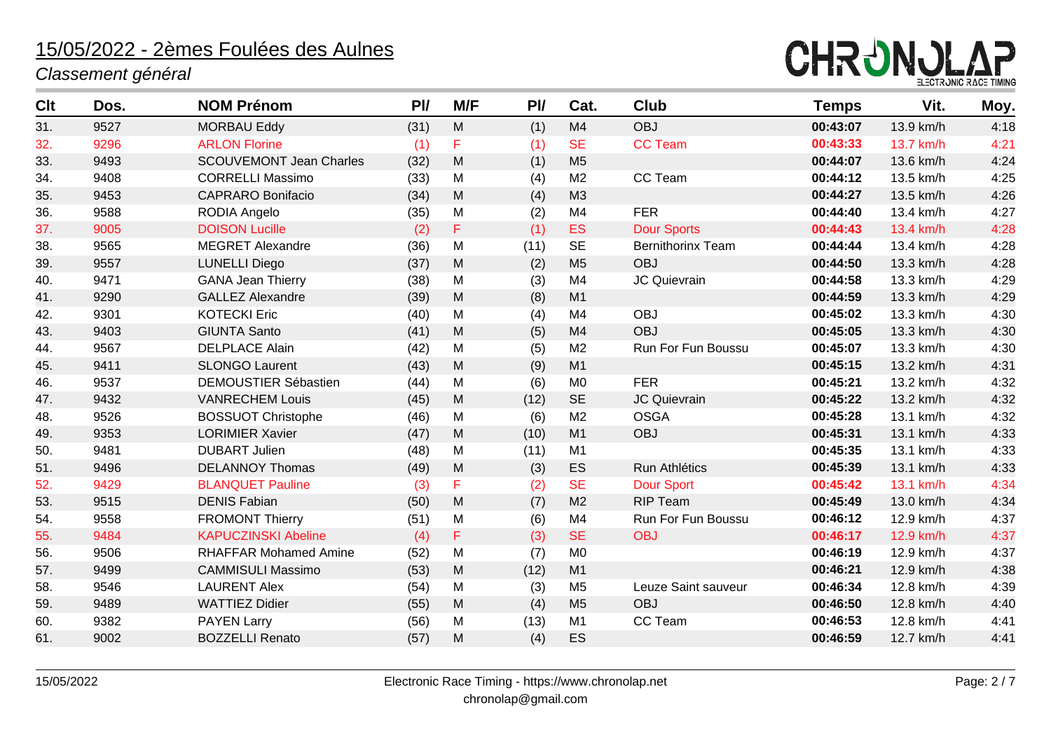# 15/05/2022 - 2èmes Foulées des Aulnes

*Classement général*

| Clt | Dos. | NOM Prénom | Pl/ | M/F | Pl/ | Cat. | Club | Temps | Vit. | Moy. |
|---|---|---|---|---|---|---|---|---|---|---|
| 31. | 9527 | MORBAU Eddy | (31) | M | (1) | M4 | OBJ | **00:43:07** | 13.9 km/h | 4:18 |
| 32. | 9296 | ARLON Florine | (1) | F | (1) | SE | CC Team | **00:43:33** | 13.7 km/h | 4:21 |
| 33. | 9493 | SCOUVEMONT Jean Charles | (32) | M | (1) | M5 | | **00:44:07** | 13.6 km/h | 4:24 |
| 34. | 9408 | CORRELLI Massimo | (33) | M | (4) | M2 | CC Team | **00:44:12** | 13.5 km/h | 4:25 |
| 35. | 9453 | CAPRARO Bonifacio | (34) | M | (4) | M3 | | **00:44:27** | 13.5 km/h | 4:26 |
| 36. | 9588 | RODIA Angelo | (35) | M | (2) | M4 | FER | **00:44:40** | 13.4 km/h | 4:27 |
| 37. | 9005 | DOISON Lucille | (2) | F | (1) | ES | Dour Sports | **00:44:43** | 13.4 km/h | 4:28 |
| 38. | 9565 | MEGRET Alexandre | (36) | M | (11) | SE | Bernithorinx Team | **00:44:44** | 13.4 km/h | 4:28 |
| 39. | 9557 | LUNELLI Diego | (37) | M | (2) | M5 | OBJ | **00:44:50** | 13.3 km/h | 4:28 |
| 40. | 9471 | GANA Jean Thierry | (38) | M | (3) | M4 | JC Quievrain | **00:44:58** | 13.3 km/h | 4:29 |
| 41. | 9290 | GALLEZ Alexandre | (39) | M | (8) | M1 | | **00:44:59** | 13.3 km/h | 4:29 |
| 42. | 9301 | KOTECKI Eric | (40) | M | (4) | M4 | OBJ | **00:45:02** | 13.3 km/h | 4:30 |
| 43. | 9403 | GIUNTA Santo | (41) | M | (5) | M4 | OBJ | **00:45:05** | 13.3 km/h | 4:30 |
| 44. | 9567 | DELPLACE Alain | (42) | M | (5) | M2 | Run For Fun Boussu | **00:45:07** | 13.3 km/h | 4:30 |
| 45. | 9411 | SLONGO Laurent | (43) | M | (9) | M1 | | **00:45:15** | 13.2 km/h | 4:31 |
| 46. | 9537 | DEMOUSTIER Sébastien | (44) | M | (6) | M0 | FER | **00:45:21** | 13.2 km/h | 4:32 |
| 47. | 9432 | VANRECHEM Louis | (45) | M | (12) | SE | JC Quievrain | **00:45:22** | 13.2 km/h | 4:32 |
| 48. | 9526 | BOSSUOT Christophe | (46) | M | (6) | M2 | OSGA | **00:45:28** | 13.1 km/h | 4:32 |
| 49. | 9353 | LORIMIER Xavier | (47) | M | (10) | M1 | OBJ | **00:45:31** | 13.1 km/h | 4:33 |
| 50. | 9481 | DUBART Julien | (48) | M | (11) | M1 | | **00:45:35** | 13.1 km/h | 4:33 |
| 51. | 9496 | DELANNOY Thomas | (49) | M | (3) | ES | Run Athlétics | **00:45:39** | 13.1 km/h | 4:33 |
| 52. | 9429 | BLANQUET Pauline | (3) | F | (2) | SE | Dour Sport | **00:45:42** | 13.1 km/h | 4:34 |
| 53. | 9515 | DENIS Fabian | (50) | M | (7) | M2 | RIP Team | **00:45:49** | 13.0 km/h | 4:34 |
| 54. | 9558 | FROMONT Thierry | (51) | M | (6) | M4 | Run For Fun Boussu | **00:46:12** | 12.9 km/h | 4:37 |
| 55. | 9484 | KAPUCZINSKI Abeline | (4) | F | (3) | SE | OBJ | **00:46:17** | 12.9 km/h | 4:37 |
| 56. | 9506 | RHAFFAR Mohamed Amine | (52) | M | (7) | M0 | | **00:46:19** | 12.9 km/h | 4:37 |
| 57. | 9499 | CAMMISULI Massimo | (53) | M | (12) | M1 | | **00:46:21** | 12.9 km/h | 4:38 |
| 58. | 9546 | LAURENT Alex | (54) | M | (3) | M5 | Leuze Saint sauveur | **00:46:34** | 12.8 km/h | 4:39 |
| 59. | 9489 | WATTIEZ Didier | (55) | M | (4) | M5 | OBJ | **00:46:50** | 12.8 km/h | 4:40 |
| 60. | 9382 | PAYEN Larry | (56) | M | (13) | M1 | CC Team | **00:46:53** | 12.8 km/h | 4:41 |
| 61. | 9002 | BOZZELLI Renato | (57) | M | (4) | ES | | **00:46:59** | 12.7 km/h | 4:41 |

Electronic Race Timing - https://www.chronolap.net
chronolap@gmail.com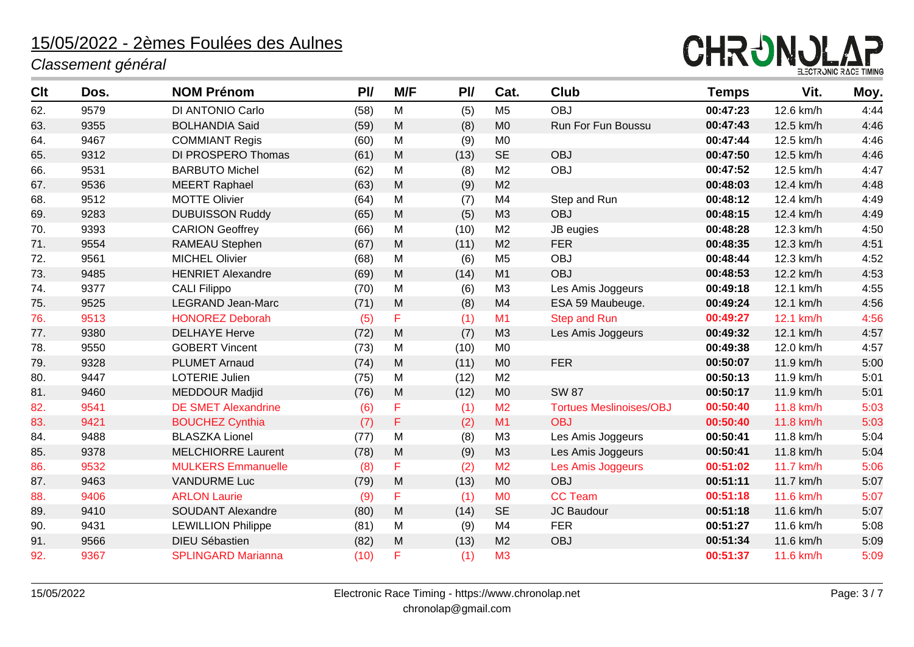# 15/05/2022 - 2èmes Foulées des Aulnes

*Classement général*

| Clt | Dos. | NOM Prénom | Pl/ | M/F | Pl/ | Cat. | Club | Temps | Vit. | Moy. |
|---|---|---|---|---|---|---|---|---|---|---|
| 62. | 9579 | DI ANTONIO Carlo | (58) | M | (5) | M5 | OBJ | **00:47:23** | 12.6 km/h | 4:44 |
| 63. | 9355 | BOLHANDIA Said | (59) | M | (8) | M0 | Run For Fun Boussu | **00:47:43** | 12.5 km/h | 4:46 |
| 64. | 9467 | COMMIANT Regis | (60) | M | (9) | M0 | | **00:47:44** | 12.5 km/h | 4:46 |
| 65. | 9312 | DI PROSPERO Thomas | (61) | M | (13) | SE | OBJ | **00:47:50** | 12.5 km/h | 4:46 |
| 66. | 9531 | BARBUTO Michel | (62) | M | (8) | M2 | OBJ | **00:47:52** | 12.5 km/h | 4:47 |
| 67. | 9536 | MEERT Raphael | (63) | M | (9) | M2 | | **00:48:03** | 12.4 km/h | 4:48 |
| 68. | 9512 | MOTTE Olivier | (64) | M | (7) | M4 | Step and Run | **00:48:12** | 12.4 km/h | 4:49 |
| 69. | 9283 | DUBUISSON Ruddy | (65) | M | (5) | M3 | OBJ | **00:48:15** | 12.4 km/h | 4:49 |
| 70. | 9393 | CARION Geoffrey | (66) | M | (10) | M2 | JB eugies | **00:48:28** | 12.3 km/h | 4:50 |
| 71. | 9554 | RAMEAU Stephen | (67) | M | (11) | M2 | FER | **00:48:35** | 12.3 km/h | 4:51 |
| 72. | 9561 | MICHEL Olivier | (68) | M | (6) | M5 | OBJ | **00:48:44** | 12.3 km/h | 4:52 |
| 73. | 9485 | HENRIET Alexandre | (69) | M | (14) | M1 | OBJ | **00:48:53** | 12.2 km/h | 4:53 |
| 74. | 9377 | CALI Filippo | (70) | M | (6) | M3 | Les Amis Joggeurs | **00:49:18** | 12.1 km/h | 4:55 |
| 75. | 9525 | LEGRAND Jean-Marc | (71) | M | (8) | M4 | ESA 59 Maubeuge. | **00:49:24** | 12.1 km/h | 4:56 |
| 76. | 9513 | HONOREZ Deborah | (5) | F | (1) | M1 | Step and Run | **00:49:27** | 12.1 km/h | 4:56 |
| 77. | 9380 | DELHAYE Herve | (72) | M | (7) | M3 | Les Amis Joggeurs | **00:49:32** | 12.1 km/h | 4:57 |
| 78. | 9550 | GOBERT Vincent | (73) | M | (10) | M0 | | **00:49:38** | 12.0 km/h | 4:57 |
| 79. | 9328 | PLUMET Arnaud | (74) | M | (11) | M0 | FER | **00:50:07** | 11.9 km/h | 5:00 |
| 80. | 9447 | LOTERIE Julien | (75) | M | (12) | M2 | | **00:50:13** | 11.9 km/h | 5:01 |
| 81. | 9460 | MEDDOUR Madjid | (76) | M | (12) | M0 | SW 87 | **00:50:17** | 11.9 km/h | 5:01 |
| 82. | 9541 | DE SMET Alexandrine | (6) | F | (1) | M2 | Tortues Meslinoises/OBJ | **00:50:40** | 11.8 km/h | 5:03 |
| 83. | 9421 | BOUCHEZ Cynthia | (7) | F | (2) | M1 | OBJ | **00:50:40** | 11.8 km/h | 5:03 |
| 84. | 9488 | BLASZKA Lionel | (77) | M | (8) | M3 | Les Amis Joggeurs | **00:50:41** | 11.8 km/h | 5:04 |
| 85. | 9378 | MELCHIORRE Laurent | (78) | M | (9) | M3 | Les Amis Joggeurs | **00:50:41** | 11.8 km/h | 5:04 |
| 86. | 9532 | MULKERS Emmanuelle | (8) | F | (2) | M2 | Les Amis Joggeurs | **00:51:02** | 11.7 km/h | 5:06 |
| 87. | 9463 | VANDURME Luc | (79) | M | (13) | M0 | OBJ | **00:51:11** | 11.7 km/h | 5:07 |
| 88. | 9406 | ARLON Laurie | (9) | F | (1) | M0 | CC Team | **00:51:18** | 11.6 km/h | 5:07 |
| 89. | 9410 | SOUDANT Alexandre | (80) | M | (14) | SE | JC Baudour | **00:51:18** | 11.6 km/h | 5:07 |
| 90. | 9431 | LEWILLION Philippe | (81) | M | (9) | M4 | FER | **00:51:27** | 11.6 km/h | 5:08 |
| 91. | 9566 | DIEU Sébastien | (82) | M | (13) | M2 | OBJ | **00:51:34** | 11.6 km/h | 5:09 |
| 92. | 9367 | SPLINGARD Marianna | (10) | F | (1) | M3 | | **00:51:37** | 11.6 km/h | 5:09 |

15/05/2022 — Electronic Race Timing - https://www.chronolap.net — chronolap@gmail.com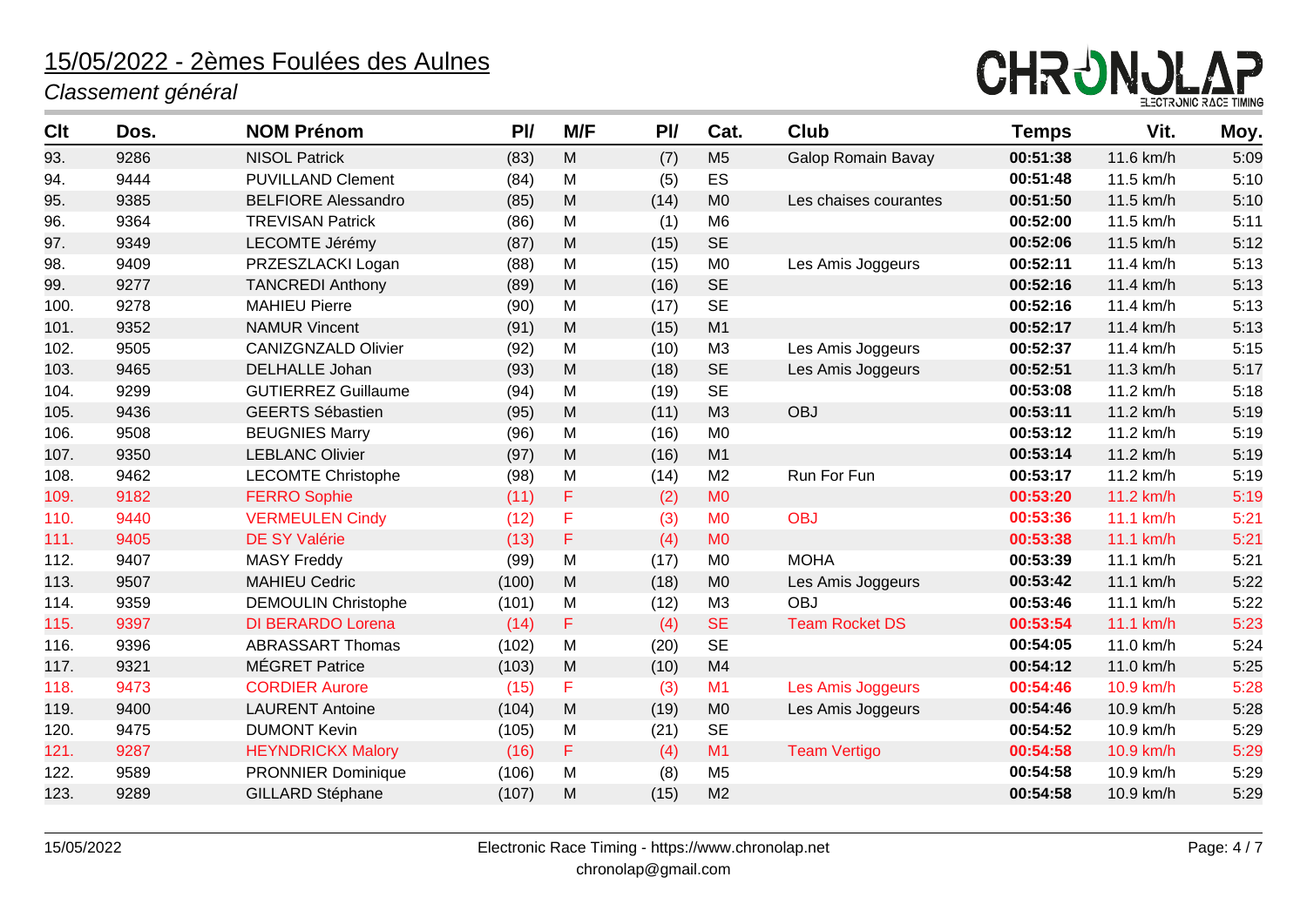# 15/05/2022 - 2èmes Foulées des Aulnes

*Classement général*

| Clt | Dos. | NOM Prénom | Pl/ | M/F | Pl/ | Cat. | Club | Temps | Vit. | Moy. |
|---|---|---|---|---|---|---|---|---|---|---|
| 93. | 9286 | NISOL Patrick | (83) | M | (7) | M5 | Galop Romain Bavay | **00:51:38** | 11.6 km/h | 5:09 |
| 94. | 9444 | PUVILLAND Clement | (84) | M | (5) | ES | | **00:51:48** | 11.5 km/h | 5:10 |
| 95. | 9385 | BELFIORE Alessandro | (85) | M | (14) | M0 | Les chaises courantes | **00:51:50** | 11.5 km/h | 5:10 |
| 96. | 9364 | TREVISAN Patrick | (86) | M | (1) | M6 | | **00:52:00** | 11.5 km/h | 5:11 |
| 97. | 9349 | LECOMTE Jérémy | (87) | M | (15) | SE | | **00:52:06** | 11.5 km/h | 5:12 |
| 98. | 9409 | PRZESZLACKI Logan | (88) | M | (15) | M0 | Les Amis Joggeurs | **00:52:11** | 11.4 km/h | 5:13 |
| 99. | 9277 | TANCREDI Anthony | (89) | M | (16) | SE | | **00:52:16** | 11.4 km/h | 5:13 |
| 100. | 9278 | MAHIEU Pierre | (90) | M | (17) | SE | | **00:52:16** | 11.4 km/h | 5:13 |
| 101. | 9352 | NAMUR Vincent | (91) | M | (15) | M1 | | **00:52:17** | 11.4 km/h | 5:13 |
| 102. | 9505 | CANIZGNZALD Olivier | (92) | M | (10) | M3 | Les Amis Joggeurs | **00:52:37** | 11.4 km/h | 5:15 |
| 103. | 9465 | DELHALLE Johan | (93) | M | (18) | SE | Les Amis Joggeurs | **00:52:51** | 11.3 km/h | 5:17 |
| 104. | 9299 | GUTIERREZ Guillaume | (94) | M | (19) | SE | | **00:53:08** | 11.2 km/h | 5:18 |
| 105. | 9436 | GEERTS Sébastien | (95) | M | (11) | M3 | OBJ | **00:53:11** | 11.2 km/h | 5:19 |
| 106. | 9508 | BEUGNIES Marry | (96) | M | (16) | M0 | | **00:53:12** | 11.2 km/h | 5:19 |
| 107. | 9350 | LEBLANC Olivier | (97) | M | (16) | M1 | | **00:53:14** | 11.2 km/h | 5:19 |
| 108. | 9462 | LECOMTE Christophe | (98) | M | (14) | M2 | Run For Fun | **00:53:17** | 11.2 km/h | 5:19 |
| 109. | 9182 | FERRO Sophie | (11) | F | (2) | M0 | | **00:53:20** | 11.2 km/h | 5:19 |
| 110. | 9440 | VERMEULEN Cindy | (12) | F | (3) | M0 | OBJ | **00:53:36** | 11.1 km/h | 5:21 |
| 111. | 9405 | DE SY Valérie | (13) | F | (4) | M0 | | **00:53:38** | 11.1 km/h | 5:21 |
| 112. | 9407 | MASY Freddy | (99) | M | (17) | M0 | MOHA | **00:53:39** | 11.1 km/h | 5:21 |
| 113. | 9507 | MAHIEU Cedric | (100) | M | (18) | M0 | Les Amis Joggeurs | **00:53:42** | 11.1 km/h | 5:22 |
| 114. | 9359 | DEMOULIN Christophe | (101) | M | (12) | M3 | OBJ | **00:53:46** | 11.1 km/h | 5:22 |
| 115. | 9397 | DI BERARDO Lorena | (14) | F | (4) | SE | Team Rocket DS | **00:53:54** | 11.1 km/h | 5:23 |
| 116. | 9396 | ABRASSART Thomas | (102) | M | (20) | SE | | **00:54:05** | 11.0 km/h | 5:24 |
| 117. | 9321 | MÉGRET Patrice | (103) | M | (10) | M4 | | **00:54:12** | 11.0 km/h | 5:25 |
| 118. | 9473 | CORDIER Aurore | (15) | F | (3) | M1 | Les Amis Joggeurs | **00:54:46** | 10.9 km/h | 5:28 |
| 119. | 9400 | LAURENT Antoine | (104) | M | (19) | M0 | Les Amis Joggeurs | **00:54:46** | 10.9 km/h | 5:28 |
| 120. | 9475 | DUMONT Kevin | (105) | M | (21) | SE | | **00:54:52** | 10.9 km/h | 5:29 |
| 121. | 9287 | HEYNDRICKX Malory | (16) | F | (4) | M1 | Team Vertigo | **00:54:58** | 10.9 km/h | 5:29 |
| 122. | 9589 | PRONNIER Dominique | (106) | M | (8) | M5 | | **00:54:58** | 10.9 km/h | 5:29 |
| 123. | 9289 | GILLARD Stéphane | (107) | M | (15) | M2 | | **00:54:58** | 10.9 km/h | 5:29 |

15/05/2022 — Electronic Race Timing - https://www.chronolap.net — chronolap@gmail.com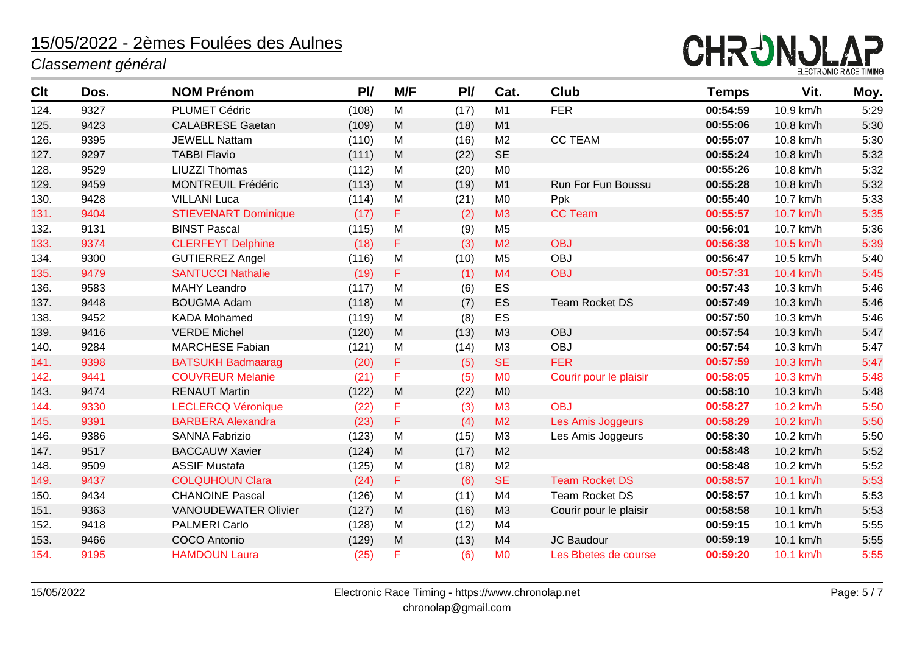# 15/05/2022 - 2èmes Foulées des Aulnes

*Classement général*

| Clt | Dos. | NOM Prénom | Pl/ | M/F | Pl/ | Cat. | Club | Temps | Vit. | Moy. |
|---|---|---|---|---|---|---|---|---|---|---|
| 124. | 9327 | PLUMET Cédric | (108) | M | (17) | M1 | FER | **00:54:59** | 10.9 km/h | 5:29 |
| 125. | 9423 | CALABRESE Gaetan | (109) | M | (18) | M1 | | **00:55:06** | 10.8 km/h | 5:30 |
| 126. | 9395 | JEWELL Nattam | (110) | M | (16) | M2 | CC TEAM | **00:55:07** | 10.8 km/h | 5:30 |
| 127. | 9297 | TABBI Flavio | (111) | M | (22) | SE | | **00:55:24** | 10.8 km/h | 5:32 |
| 128. | 9529 | LIUZZI Thomas | (112) | M | (20) | M0 | | **00:55:26** | 10.8 km/h | 5:32 |
| 129. | 9459 | MONTREUIL Frédéric | (113) | M | (19) | M1 | Run For Fun Boussu | **00:55:28** | 10.8 km/h | 5:32 |
| 130. | 9428 | VILLANI Luca | (114) | M | (21) | M0 | Ppk | **00:55:40** | 10.7 km/h | 5:33 |
| 131. | 9404 | STIEVENART Dominique | (17) | F | (2) | M3 | CC Team | **00:55:57** | 10.7 km/h | 5:35 |
| 132. | 9131 | BINST Pascal | (115) | M | (9) | M5 | | **00:56:01** | 10.7 km/h | 5:36 |
| 133. | 9374 | CLERFEYT Delphine | (18) | F | (3) | M2 | OBJ | **00:56:38** | 10.5 km/h | 5:39 |
| 134. | 9300 | GUTIERREZ Angel | (116) | M | (10) | M5 | OBJ | **00:56:47** | 10.5 km/h | 5:40 |
| 135. | 9479 | SANTUCCI Nathalie | (19) | F | (1) | M4 | OBJ | **00:57:31** | 10.4 km/h | 5:45 |
| 136. | 9583 | MAHY Leandro | (117) | M | (6) | ES | | **00:57:43** | 10.3 km/h | 5:46 |
| 137. | 9448 | BOUGMA Adam | (118) | M | (7) | ES | Team Rocket DS | **00:57:49** | 10.3 km/h | 5:46 |
| 138. | 9452 | KADA Mohamed | (119) | M | (8) | ES | | **00:57:50** | 10.3 km/h | 5:46 |
| 139. | 9416 | VERDE Michel | (120) | M | (13) | M3 | OBJ | **00:57:54** | 10.3 km/h | 5:47 |
| 140. | 9284 | MARCHESE Fabian | (121) | M | (14) | M3 | OBJ | **00:57:54** | 10.3 km/h | 5:47 |
| 141. | 9398 | BATSUKH Badmaarag | (20) | F | (5) | SE | FER | **00:57:59** | 10.3 km/h | 5:47 |
| 142. | 9441 | COUVREUR Melanie | (21) | F | (5) | M0 | Courir pour le plaisir | **00:58:05** | 10.3 km/h | 5:48 |
| 143. | 9474 | RENAUT Martin | (122) | M | (22) | M0 | | **00:58:10** | 10.3 km/h | 5:48 |
| 144. | 9330 | LECLERCQ Véronique | (22) | F | (3) | M3 | OBJ | **00:58:27** | 10.2 km/h | 5:50 |
| 145. | 9391 | BARBERA Alexandra | (23) | F | (4) | M2 | Les Amis Joggeurs | **00:58:29** | 10.2 km/h | 5:50 |
| 146. | 9386 | SANNA Fabrizio | (123) | M | (15) | M3 | Les Amis Joggeurs | **00:58:30** | 10.2 km/h | 5:50 |
| 147. | 9517 | BACCAUW Xavier | (124) | M | (17) | M2 | | **00:58:48** | 10.2 km/h | 5:52 |
| 148. | 9509 | ASSIF Mustafa | (125) | M | (18) | M2 | | **00:58:48** | 10.2 km/h | 5:52 |
| 149. | 9437 | COLQUHOUN Clara | (24) | F | (6) | SE | Team Rocket DS | **00:58:57** | 10.1 km/h | 5:53 |
| 150. | 9434 | CHANOINE Pascal | (126) | M | (11) | M4 | Team Rocket DS | **00:58:57** | 10.1 km/h | 5:53 |
| 151. | 9363 | VANOUDEWATER Olivier | (127) | M | (16) | M3 | Courir pour le plaisir | **00:58:58** | 10.1 km/h | 5:53 |
| 152. | 9418 | PALMERI Carlo | (128) | M | (12) | M4 | | **00:59:15** | 10.1 km/h | 5:55 |
| 153. | 9466 | COCO Antonio | (129) | M | (13) | M4 | JC Baudour | **00:59:19** | 10.1 km/h | 5:55 |
| 154. | 9195 | HAMDOUN Laura | (25) | F | (6) | M0 | Les Bbetes de course | **00:59:20** | 10.1 km/h | 5:55 |

Electronic Race Timing - https://www.chronolap.net
chronolap@gmail.com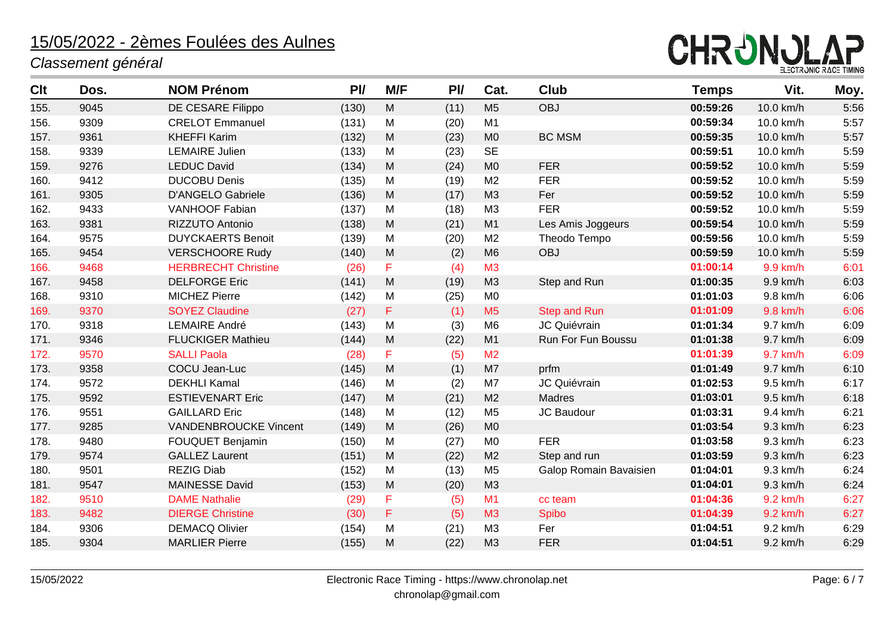# 15/05/2022 - 2èmes Foulées des Aulnes

*Classement général*

| Clt | Dos. | NOM Prénom | Pl/ | M/F | Pl/ | Cat. | Club | Temps | Vit. | Moy. |
|---|---|---|---|---|---|---|---|---|---|---|
| 155. | 9045 | DE CESARE Filippo | (130) | M | (11) | M5 | OBJ | **00:59:26** | 10.0 km/h | 5:56 |
| 156. | 9309 | CRELOT Emmanuel | (131) | M | (20) | M1 | | **00:59:34** | 10.0 km/h | 5:57 |
| 157. | 9361 | KHEFFI Karim | (132) | M | (23) | M0 | BC MSM | **00:59:35** | 10.0 km/h | 5:57 |
| 158. | 9339 | LEMAIRE Julien | (133) | M | (23) | SE | | **00:59:51** | 10.0 km/h | 5:59 |
| 159. | 9276 | LEDUC David | (134) | M | (24) | M0 | FER | **00:59:52** | 10.0 km/h | 5:59 |
| 160. | 9412 | DUCOBU Denis | (135) | M | (19) | M2 | FER | **00:59:52** | 10.0 km/h | 5:59 |
| 161. | 9305 | D'ANGELO Gabriele | (136) | M | (17) | M3 | Fer | **00:59:52** | 10.0 km/h | 5:59 |
| 162. | 9433 | VANHOOF Fabian | (137) | M | (18) | M3 | FER | **00:59:52** | 10.0 km/h | 5:59 |
| 163. | 9381 | RIZZUTO Antonio | (138) | M | (21) | M1 | Les Amis Joggeurs | **00:59:54** | 10.0 km/h | 5:59 |
| 164. | 9575 | DUYCKAERTS Benoit | (139) | M | (20) | M2 | Theodo Tempo | **00:59:56** | 10.0 km/h | 5:59 |
| 165. | 9454 | VERSCHOORE Rudy | (140) | M | (2) | M6 | OBJ | **00:59:59** | 10.0 km/h | 5:59 |
| 166. | 9468 | HERBRECHT Christine | (26) | F | (4) | M3 | | **01:00:14** | 9.9 km/h | 6:01 |
| 167. | 9458 | DELFORGE Eric | (141) | M | (19) | M3 | Step and Run | **01:00:35** | 9.9 km/h | 6:03 |
| 168. | 9310 | MICHEZ Pierre | (142) | M | (25) | M0 | | **01:01:03** | 9.8 km/h | 6:06 |
| 169. | 9370 | SOYEZ Claudine | (27) | F | (1) | M5 | Step and Run | **01:01:09** | 9.8 km/h | 6:06 |
| 170. | 9318 | LEMAIRE André | (143) | M | (3) | M6 | JC Quiévrain | **01:01:34** | 9.7 km/h | 6:09 |
| 171. | 9346 | FLUCKIGER Mathieu | (144) | M | (22) | M1 | Run For Fun Boussu | **01:01:38** | 9.7 km/h | 6:09 |
| 172. | 9570 | SALLI Paola | (28) | F | (5) | M2 | | **01:01:39** | 9.7 km/h | 6:09 |
| 173. | 9358 | COCU Jean-Luc | (145) | M | (1) | M7 | prfm | **01:01:49** | 9.7 km/h | 6:10 |
| 174. | 9572 | DEKHLI Kamal | (146) | M | (2) | M7 | JC Quiévrain | **01:02:53** | 9.5 km/h | 6:17 |
| 175. | 9592 | ESTIEVENART Eric | (147) | M | (21) | M2 | Madres | **01:03:01** | 9.5 km/h | 6:18 |
| 176. | 9551 | GAILLARD Eric | (148) | M | (12) | M5 | JC Baudour | **01:03:31** | 9.4 km/h | 6:21 |
| 177. | 9285 | VANDENBROUCKE Vincent | (149) | M | (26) | M0 | | **01:03:54** | 9.3 km/h | 6:23 |
| 178. | 9480 | FOUQUET Benjamin | (150) | M | (27) | M0 | FER | **01:03:58** | 9.3 km/h | 6:23 |
| 179. | 9574 | GALLEZ Laurent | (151) | M | (22) | M2 | Step and run | **01:03:59** | 9.3 km/h | 6:23 |
| 180. | 9501 | REZIG Diab | (152) | M | (13) | M5 | Galop Romain Bavaisien | **01:04:01** | 9.3 km/h | 6:24 |
| 181. | 9547 | MAINESSE David | (153) | M | (20) | M3 | | **01:04:01** | 9.3 km/h | 6:24 |
| 182. | 9510 | DAME Nathalie | (29) | F | (5) | M1 | cc team | **01:04:36** | 9.2 km/h | 6:27 |
| 183. | 9482 | DIERGE Christine | (30) | F | (5) | M3 | Spibo | **01:04:39** | 9.2 km/h | 6:27 |
| 184. | 9306 | DEMACQ Olivier | (154) | M | (21) | M3 | Fer | **01:04:51** | 9.2 km/h | 6:29 |
| 185. | 9304 | MARLIER Pierre | (155) | M | (22) | M3 | FER | **01:04:51** | 9.2 km/h | 6:29 |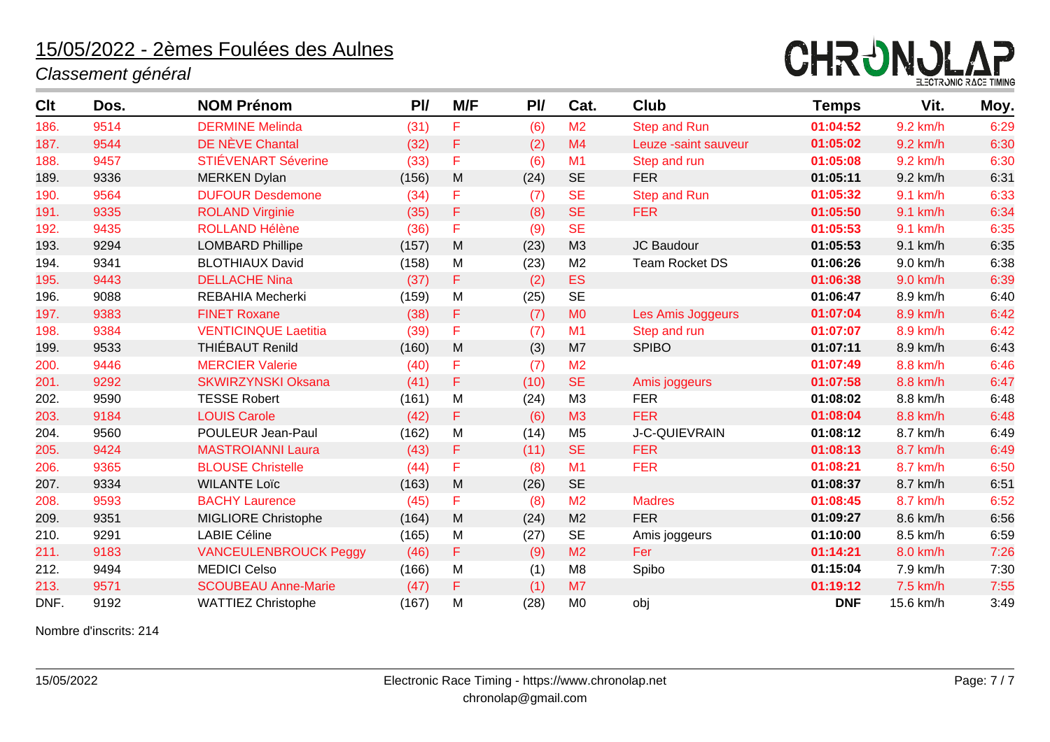# 15/05/2022 - 2èmes Foulées des Aulnes

*Classement général*

| Clt | Dos. | NOM Prénom | Pl/ | M/F | Pl/ | Cat. | Club | Temps | Vit. | Moy. |
|---|---|---|---|---|---|---|---|---|---|---|
| 186. | 9514 | DERMINE Melinda | (31) | F | (6) | M2 | Step and Run | **01:04:52** | 9.2 km/h | 6:29 |
| 187. | 9544 | DE NÈVE Chantal | (32) | F | (2) | M4 | Leuze -saint sauveur | **01:05:02** | 9.2 km/h | 6:30 |
| 188. | 9457 | STIÉVENART Séverine | (33) | F | (6) | M1 | Step and run | **01:05:08** | 9.2 km/h | 6:30 |
| 189. | 9336 | MERKEN Dylan | (156) | M | (24) | SE | FER | **01:05:11** | 9.2 km/h | 6:31 |
| 190. | 9564 | DUFOUR Desdemone | (34) | F | (7) | SE | Step and Run | **01:05:32** | 9.1 km/h | 6:33 |
| 191. | 9335 | ROLAND Virginie | (35) | F | (8) | SE | FER | **01:05:50** | 9.1 km/h | 6:34 |
| 192. | 9435 | ROLLAND Hélène | (36) | F | (9) | SE | | **01:05:53** | 9.1 km/h | 6:35 |
| 193. | 9294 | LOMBARD Phillipe | (157) | M | (23) | M3 | JC Baudour | **01:05:53** | 9.1 km/h | 6:35 |
| 194. | 9341 | BLOTHIAUX David | (158) | M | (23) | M2 | Team Rocket DS | **01:06:26** | 9.0 km/h | 6:38 |
| 195. | 9443 | DELLACHE Nina | (37) | F | (2) | ES | | **01:06:38** | 9.0 km/h | 6:39 |
| 196. | 9088 | REBAHIA Mecherki | (159) | M | (25) | SE | | **01:06:47** | 8.9 km/h | 6:40 |
| 197. | 9383 | FINET Roxane | (38) | F | (7) | M0 | Les Amis Joggeurs | **01:07:04** | 8.9 km/h | 6:42 |
| 198. | 9384 | VENTICINQUE Laetitia | (39) | F | (7) | M1 | Step and run | **01:07:07** | 8.9 km/h | 6:42 |
| 199. | 9533 | THIÉBAUT Renild | (160) | M | (3) | M7 | SPIBO | **01:07:11** | 8.9 km/h | 6:43 |
| 200. | 9446 | MERCIER Valerie | (40) | F | (7) | M2 | | **01:07:49** | 8.8 km/h | 6:46 |
| 201. | 9292 | SKWIRZYNSKI Oksana | (41) | F | (10) | SE | Amis joggeurs | **01:07:58** | 8.8 km/h | 6:47 |
| 202. | 9590 | TESSE Robert | (161) | M | (24) | M3 | FER | **01:08:02** | 8.8 km/h | 6:48 |
| 203. | 9184 | LOUIS Carole | (42) | F | (6) | M3 | FER | **01:08:04** | 8.8 km/h | 6:48 |
| 204. | 9560 | POULEUR Jean-Paul | (162) | M | (14) | M5 | J-C-QUIEVRAIN | **01:08:12** | 8.7 km/h | 6:49 |
| 205. | 9424 | MASTROIANNI Laura | (43) | F | (11) | SE | FER | **01:08:13** | 8.7 km/h | 6:49 |
| 206. | 9365 | BLOUSE Christelle | (44) | F | (8) | M1 | FER | **01:08:21** | 8.7 km/h | 6:50 |
| 207. | 9334 | WILANTE Loïc | (163) | M | (26) | SE | | **01:08:37** | 8.7 km/h | 6:51 |
| 208. | 9593 | BACHY Laurence | (45) | F | (8) | M2 | Madres | **01:08:45** | 8.7 km/h | 6:52 |
| 209. | 9351 | MIGLIORE Christophe | (164) | M | (24) | M2 | FER | **01:09:27** | 8.6 km/h | 6:56 |
| 210. | 9291 | LABIE Céline | (165) | M | (27) | SE | Amis joggeurs | **01:10:00** | 8.5 km/h | 6:59 |
| 211. | 9183 | VANCEULENBROUCK Peggy | (46) | F | (9) | M2 | Fer | **01:14:21** | 8.0 km/h | 7:26 |
| 212. | 9494 | MEDICI Celso | (166) | M | (1) | M8 | Spibo | **01:15:04** | 7.9 km/h | 7:30 |
| 213. | 9571 | SCOUBEAU Anne-Marie | (47) | F | (1) | M7 | | **01:19:12** | 7.5 km/h | 7:55 |
| DNF. | 9192 | WATTIEZ Christophe | (167) | M | (28) | M0 | obj | **DNF** | 15.6 km/h | 3:49 |

Nombre d'inscrits: 214

15/05/2022 — Electronic Race Timing - https://www.chronolap.net — chronolap@gmail.com